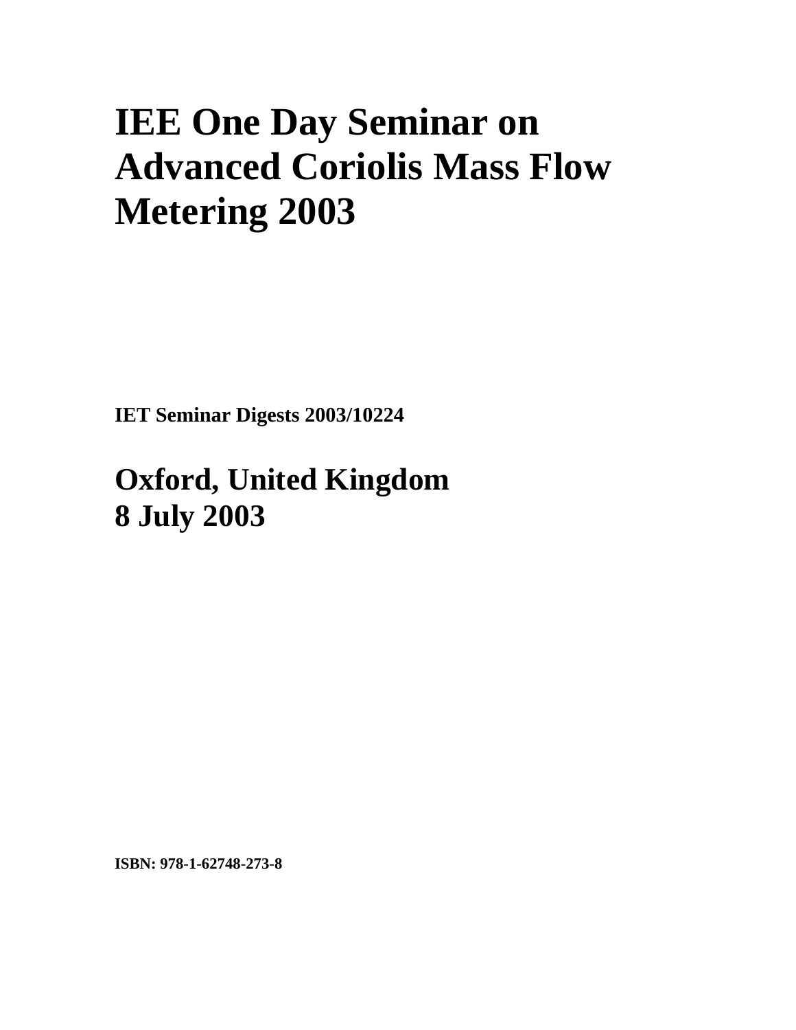# IEE One Day Seminar on Advanced Coriolis Mass Flow Metering 2003

**IET Seminar Digests 2003/10224**

## Oxford, United Kingdom
## 8 July 2003

**ISBN: 978-1-62748-273-8**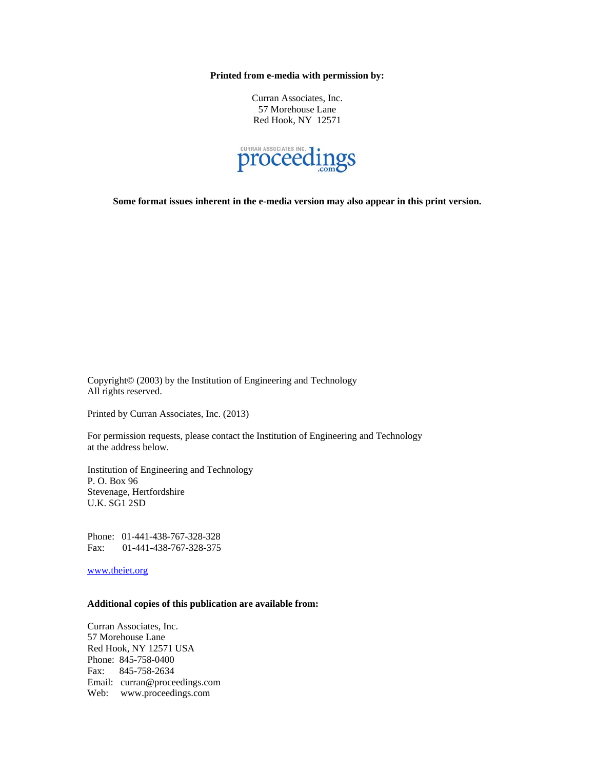**Printed from e-media with permission by:**

Curran Associates, Inc.
57 Morehouse Lane
Red Hook, NY 12571

CURRAN ASSOCIATES INC. proceedings .com

**Some format issues inherent in the e-media version may also appear in this print version.**

Copyright© (2003) by the Institution of Engineering and Technology
All rights reserved.

Printed by Curran Associates, Inc. (2013)

For permission requests, please contact the Institution of Engineering and Technology at the address below.

Institution of Engineering and Technology
P. O. Box 96
Stevenage, Hertfordshire
U.K. SG1 2SD

Phone: 01-441-438-767-328-328
Fax: 01-441-438-767-328-375

www.theiet.org

**Additional copies of this publication are available from:**

Curran Associates, Inc.
57 Morehouse Lane
Red Hook, NY 12571 USA
Phone: 845-758-0400
Fax: 845-758-2634
Email: curran@proceedings.com
Web: www.proceedings.com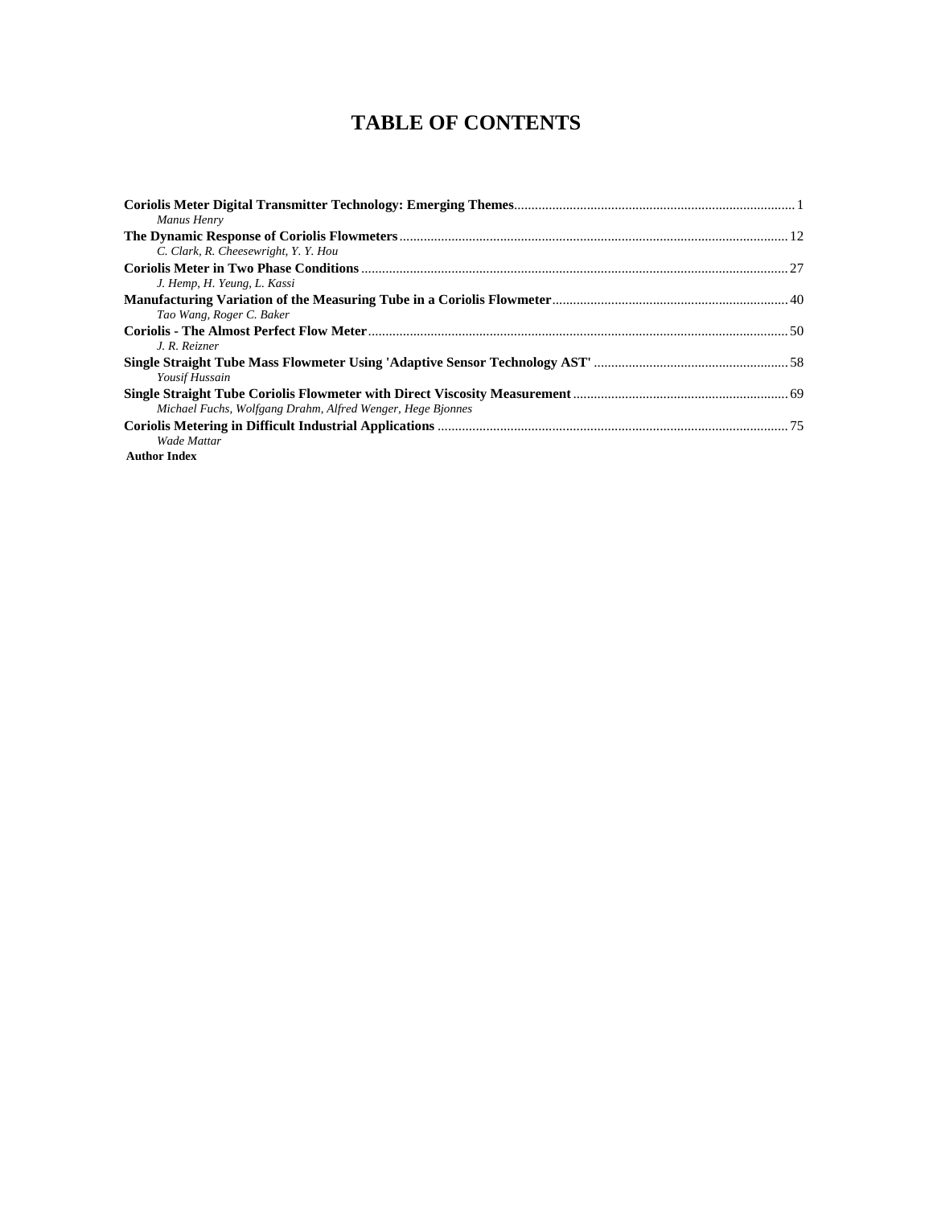# TABLE OF CONTENTS

**Coriolis Meter Digital Transmitter Technology: Emerging Themes** ........ 1
*Manus Henry*

**The Dynamic Response of Coriolis Flowmeters** ........ 12
*C. Clark, R. Cheesewright, Y. Y. Hou*

**Coriolis Meter in Two Phase Conditions** ........ 27
*J. Hemp, H. Yeung, L. Kassi*

**Manufacturing Variation of the Measuring Tube in a Coriolis Flowmeter** ........ 40
*Tao Wang, Roger C. Baker*

**Coriolis - The Almost Perfect Flow Meter** ........ 50
*J. R. Reizner*

**Single Straight Tube Mass Flowmeter Using 'Adaptive Sensor Technology AST'** ........ 58
*Yousif Hussain*

**Single Straight Tube Coriolis Flowmeter with Direct Viscosity Measurement** ........ 69
*Michael Fuchs, Wolfgang Drahm, Alfred Wenger, Hege Bjonnes*

**Coriolis Metering in Difficult Industrial Applications** ........ 75
*Wade Mattar*

**Author Index**